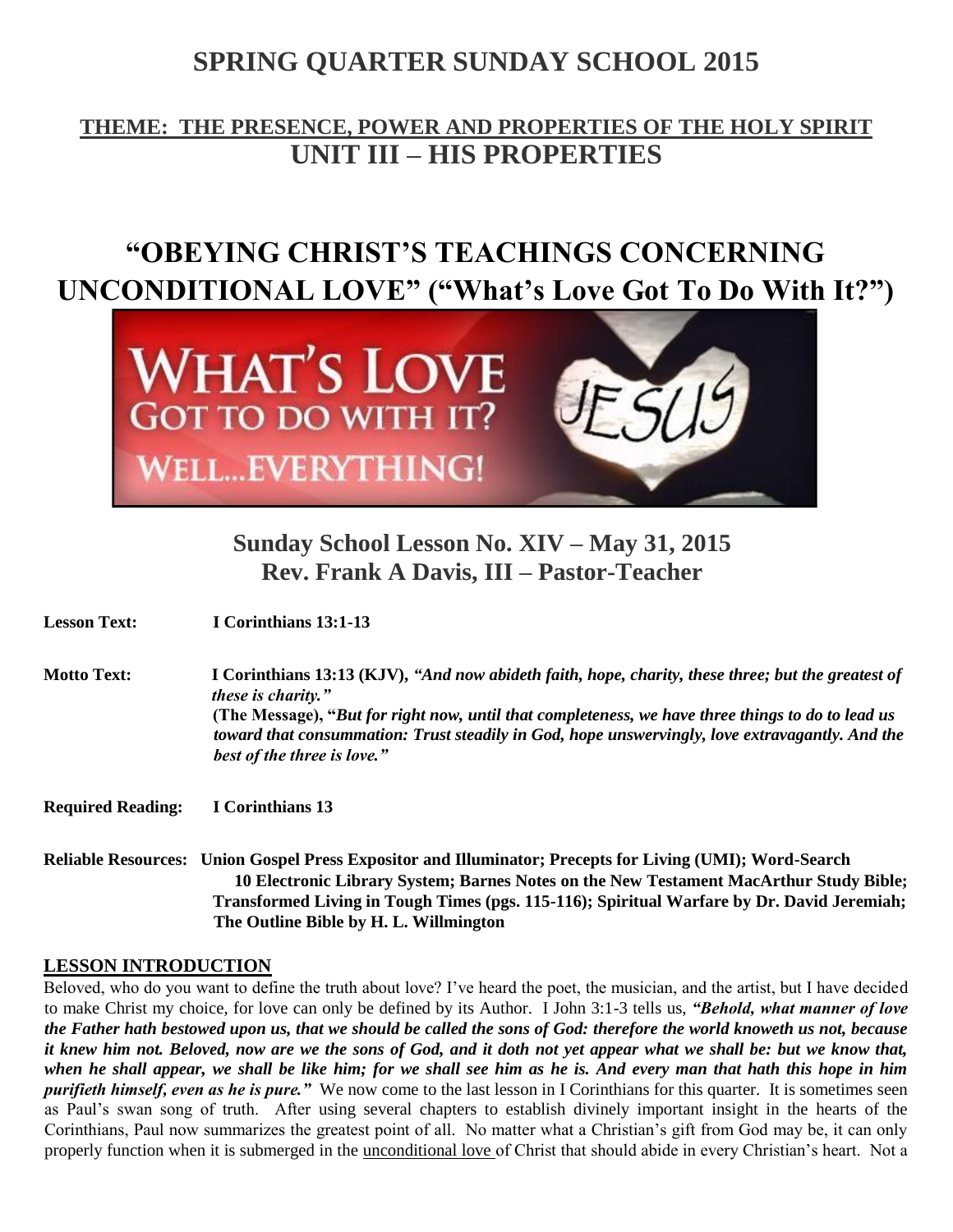# SPRING QUARTER SUNDAY SCHOOL 2015

## THEME: THE PRESENCE, POWER AND PROPERTIES OF THE HOLY SPIRIT

## UNIT III – HIS PROPERTIES

# "OBEYING CHRIST'S TEACHINGS CONCERNING UNCONDITIONAL LOVE" ("What's Love Got To Do With It?")

### Sunday School Lesson No. XIV – May 31, 2015
### Rev. Frank A Davis, III – Pastor-Teacher

**Lesson Text:** I Corinthians 13:1-13

**Motto Text:** I Corinthians 13:13 (KJV), *"And now abideth faith, hope, charity, these three; but the greatest of these is charity."*
**(The Message), "*But for right now, until that completeness, we have three things to do to lead us toward that consummation: Trust steadily in God, hope unswervingly, love extravagantly. And the best of the three is love."***

**Required Reading:** I Corinthians 13

**Reliable Resources:** Union Gospel Press Expositor and Illuminator; Precepts for Living (UMI); Word-Search 10 Electronic Library System; Barnes Notes on the New Testament MacArthur Study Bible; Transformed Living in Tough Times (pgs. 115-116); Spiritual Warfare by Dr. David Jeremiah; The Outline Bible by H. L. Willmington

## LESSON INTRODUCTION

Beloved, who do you want to define the truth about love? I've heard the poet, the musician, and the artist, but I have decided to make Christ my choice, for love can only be defined by its Author. I John 3:1-3 tells us, ***"Behold, what manner of love the Father hath bestowed upon us, that we should be called the sons of God: therefore the world knoweth us not, because it knew him not. Beloved, now are we the sons of God, and it doth not yet appear what we shall be: but we know that, when he shall appear, we shall be like him; for we shall see him as he is. And every man that hath this hope in him purifieth himself, even as he is pure."*** We now come to the last lesson in I Corinthians for this quarter. It is sometimes seen as Paul's swan song of truth. After using several chapters to establish divinely important insight in the hearts of the Corinthians, Paul now summarizes the greatest point of all. No matter what a Christian's gift from God may be, it can only properly function when it is submerged in the unconditional love of Christ that should abide in every Christian's heart. Not a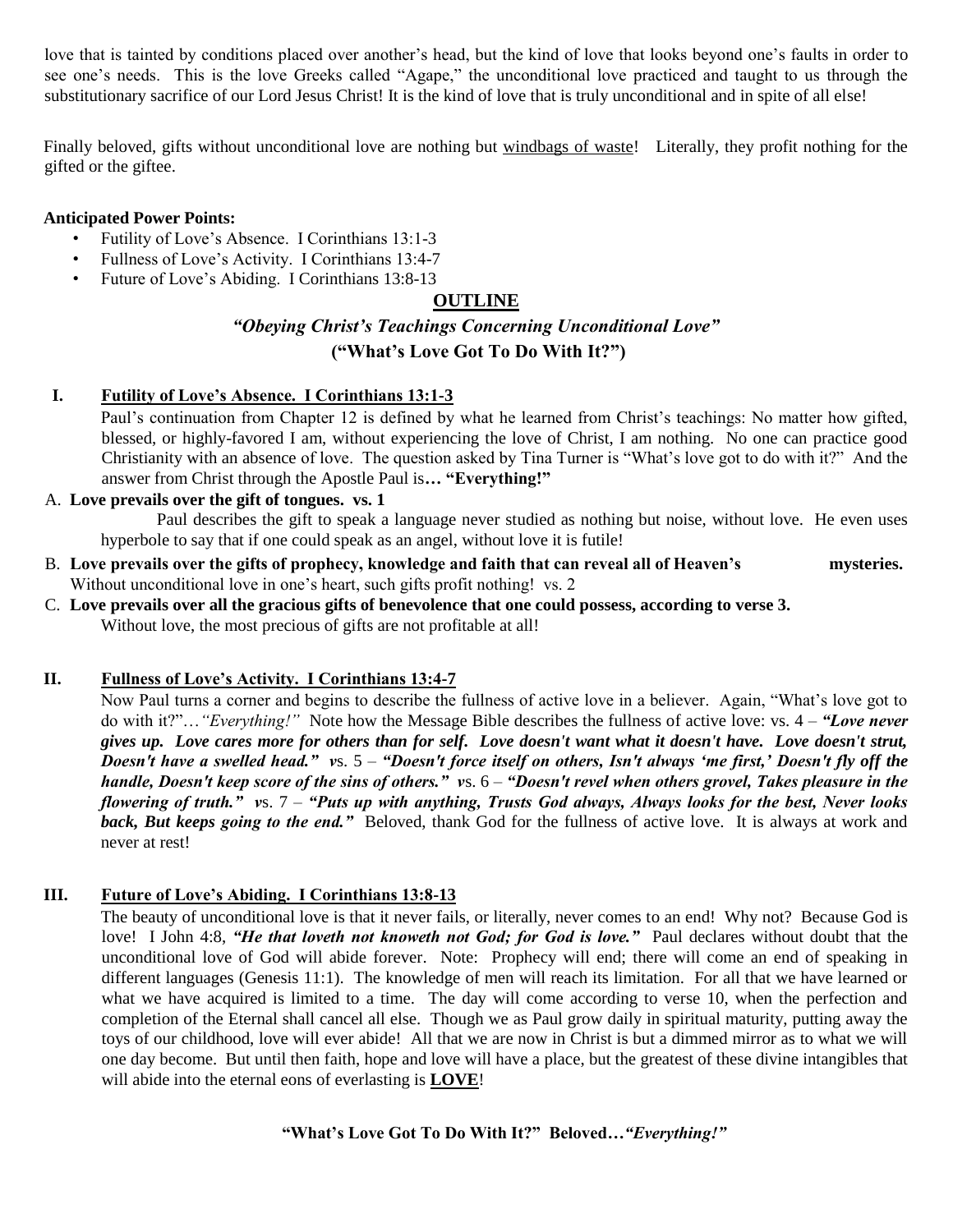love that is tainted by conditions placed over another's head, but the kind of love that looks beyond one's faults in order to see one's needs. This is the love Greeks called "Agape," the unconditional love practiced and taught to us through the substitutionary sacrifice of our Lord Jesus Christ! It is the kind of love that is truly unconditional and in spite of all else!

Finally beloved, gifts without unconditional love are nothing but windbags of waste! Literally, they profit nothing for the gifted or the giftee.

**Anticipated Power Points:**

- Futility of Love's Absence. I Corinthians 13:1-3
- Fullness of Love's Activity. I Corinthians 13:4-7
- Future of Love's Abiding. I Corinthians 13:8-13

## OUTLINE

### *"Obeying Christ's Teachings Concerning Unconditional Love"*

### ("What's Love Got To Do With It?")

**I. Futility of Love's Absence. I Corinthians 13:1-3**

Paul's continuation from Chapter 12 is defined by what he learned from Christ's teachings: No matter how gifted, blessed, or highly-favored I am, without experiencing the love of Christ, I am nothing. No one can practice good Christianity with an absence of love. The question asked by Tina Turner is "What's love got to do with it?" And the answer from Christ through the Apostle Paul is**… "Everything!"**

A. **Love prevails over the gift of tongues. vs. 1**

Paul describes the gift to speak a language never studied as nothing but noise, without love. He even uses hyperbole to say that if one could speak as an angel, without love it is futile!

B. **Love prevails over the gifts of prophecy, knowledge and faith that can reveal all of Heaven's mysteries.** Without unconditional love in one's heart, such gifts profit nothing! vs. 2

C. **Love prevails over all the gracious gifts of benevolence that one could possess, according to verse 3.** Without love, the most precious of gifts are not profitable at all!

**II. Fullness of Love's Activity. I Corinthians 13:4-7**

Now Paul turns a corner and begins to describe the fullness of active love in a believer. Again, "What's love got to do with it?"…*"Everything!"* Note how the Message Bible describes the fullness of active love: vs. 4 – ***"Love never gives up. Love cares more for others than for self. Love doesn't want what it doesn't have. Love doesn't strut, Doesn't have a swelled head."*** *v*s. 5 – ***"Doesn't force itself on others, Isn't always 'me first,' Doesn't fly off the handle, Doesn't keep score of the sins of others."*** *v*s. 6 – ***"Doesn't revel when others grovel, Takes pleasure in the flowering of truth."*** *v*s. 7 – ***"Puts up with anything, Trusts God always, Always looks for the best, Never looks back, But keeps going to the end."*** Beloved, thank God for the fullness of active love. It is always at work and never at rest!

**III. Future of Love's Abiding. I Corinthians 13:8-13**

The beauty of unconditional love is that it never fails, or literally, never comes to an end! Why not? Because God is love! I John 4:8, ***"He that loveth not knoweth not God; for God is love."*** Paul declares without doubt that the unconditional love of God will abide forever. Note: Prophecy will end; there will come an end of speaking in different languages (Genesis 11:1). The knowledge of men will reach its limitation. For all that we have learned or what we have acquired is limited to a time. The day will come according to verse 10, when the perfection and completion of the Eternal shall cancel all else. Though we as Paul grow daily in spiritual maturity, putting away the toys of our childhood, love will ever abide! All that we are now in Christ is but a dimmed mirror as to what we will one day become. But until then faith, hope and love will have a place, but the greatest of these divine intangibles that will abide into the eternal eons of everlasting is **LOVE**!

**"What's Love Got To Do With It?" Beloved…*"Everything!"***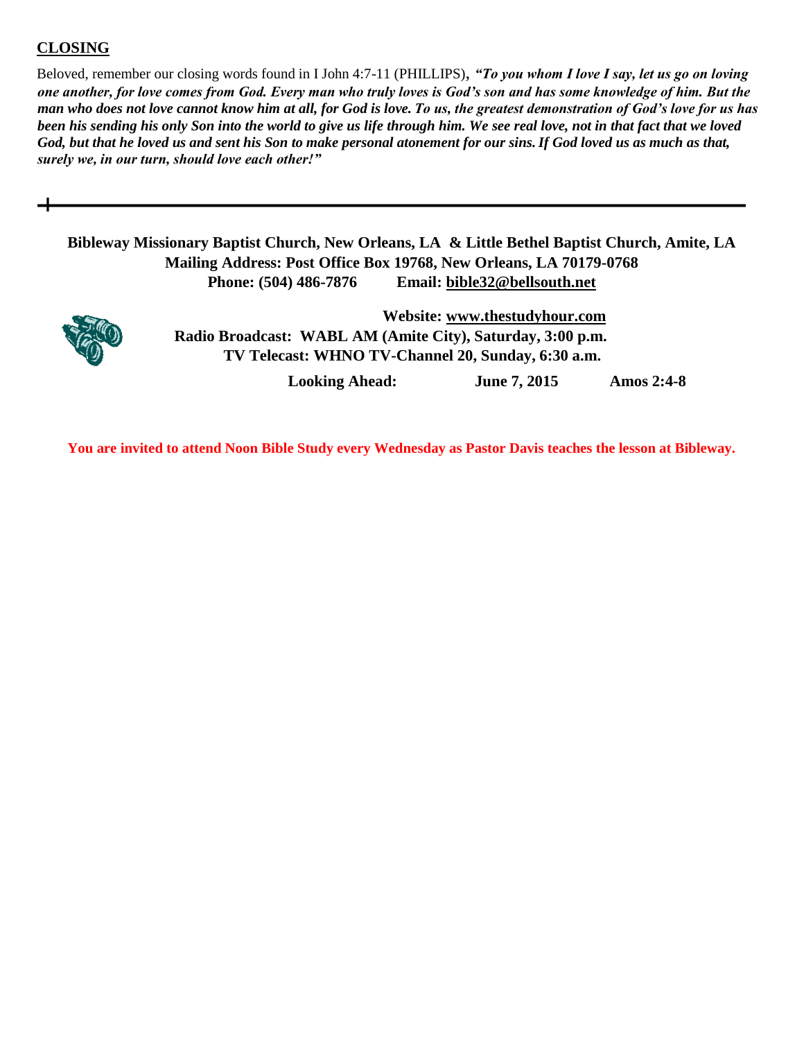## CLOSING

Beloved, remember our closing words found in I John 4:7-11 (PHILLIPS), ***"To you whom I love I say, let us go on loving one another, for love comes from God. Every man who truly loves is God's son and has some knowledge of him. But the man who does not love cannot know him at all, for God is love. To us, the greatest demonstration of God's love for us has been his sending his only Son into the world to give us life through him. We see real love, not in that fact that we loved God, but that he loved us and sent his Son to make personal atonement for our sins. If God loved us as much as that, surely we, in our turn, should love each other!"***

---

**Bibleway Missionary Baptist Church, New Orleans, LA & Little Bethel Baptist Church, Amite, LA**
**Mailing Address: Post Office Box 19768, New Orleans, LA 70179-0768**
**Phone: (504) 486-7876 Email: bible32@bellsouth.net**

**Website: www.thestudyhour.com**
**Radio Broadcast: WABL AM (Amite City), Saturday, 3:00 p.m.**
**TV Telecast: WHNO TV-Channel 20, Sunday, 6:30 a.m.**

**Looking Ahead: June 7, 2015 Amos 2:4-8**

**You are invited to attend Noon Bible Study every Wednesday as Pastor Davis teaches the lesson at Bibleway.**